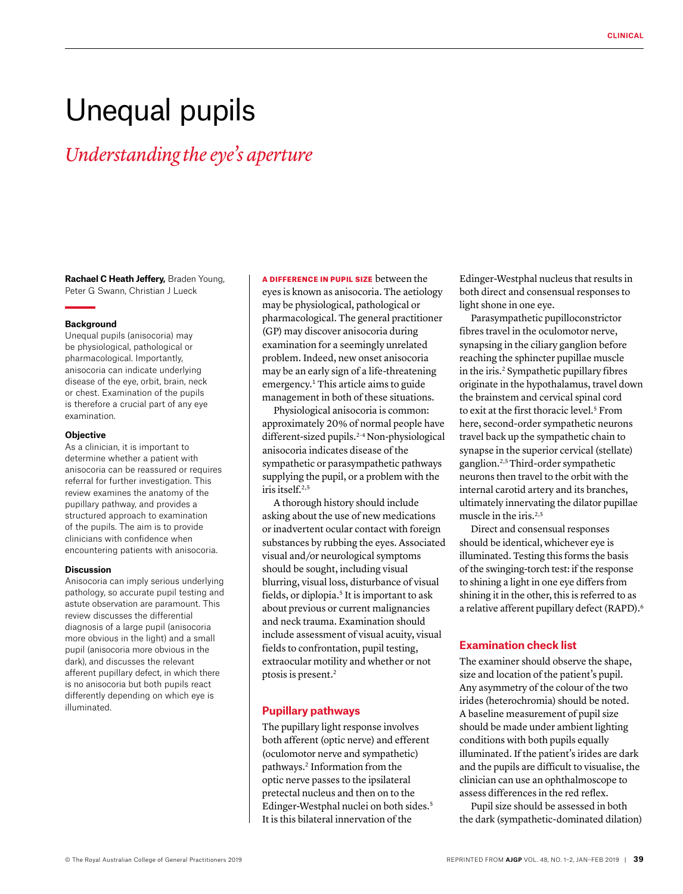# Unequal pupils

## *Understanding the eye's aperture*

**Rachael C Heath Jeffery,** Braden Young, Peter G Swann, Christian J Lueck

### Background

Unequal pupils (anisocoria) may be physiological, pathological or pharmacological. Importantly, anisocoria can indicate underlying disease of the eye, orbit, brain, neck or chest. Examination of the pupils is therefore a crucial part of any eye examination.

### Objective

As a clinician, it is important to determine whether a patient with anisocoria can be reassured or requires referral for further investigation. This review examines the anatomy of the pupillary pathway, and provides a structured approach to examination of the pupils. The aim is to provide clinicians with confidence when encountering patients with anisocoria.

### Discussion

Anisocoria can imply serious underlying pathology, so accurate pupil testing and astute observation are paramount. This review discusses the differential diagnosis of a large pupil (anisocoria more obvious in the light) and a small pupil (anisocoria more obvious in the dark), and discusses the relevant afferent pupillary defect, in which there is no anisocoria but both pupils react differently depending on which eye is illuminated.

**A DIFFERENCE IN PUPIL SIZE** between the eyes is known as anisocoria. The aetiology may be physiological, pathological or pharmacological. The general practitioner (GP) may discover anisocoria during examination for a seemingly unrelated problem. Indeed, new onset anisocoria may be an early sign of a life-threatening emergency.[1] This article aims to guide management in both of these situations.

Physiological anisocoria is common: approximately 20% of normal people have different-sized pupils.[2–4] Non-physiological anisocoria indicates disease of the sympathetic or parasympathetic pathways supplying the pupil, or a problem with the iris itself.[2,5]

A thorough history should include asking about the use of new medications or inadvertent ocular contact with foreign substances by rubbing the eyes. Associated visual and/or neurological symptoms should be sought, including visual blurring, visual loss, disturbance of visual fields, or diplopia.[5] It is important to ask about previous or current malignancies and neck trauma. Examination should include assessment of visual acuity, visual fields to confrontation, pupil testing, extraocular motility and whether or not ptosis is present.[2]

## Pupillary pathways

The pupillary light response involves both afferent (optic nerve) and efferent (oculomotor nerve and sympathetic) pathways.[2] Information from the optic nerve passes to the ipsilateral pretectal nucleus and then on to the Edinger-Westphal nuclei on both sides.[5] It is this bilateral innervation of the Edinger-Westphal nucleus that results in both direct and consensual responses to light shone in one eye.

Parasympathetic pupilloconstrictor fibres travel in the oculomotor nerve, synapsing in the ciliary ganglion before reaching the sphincter pupillae muscle in the iris.[2] Sympathetic pupillary fibres originate in the hypothalamus, travel down the brainstem and cervical spinal cord to exit at the first thoracic level.[5] From here, second-order sympathetic neurons travel back up the sympathetic chain to synapse in the superior cervical (stellate) ganglion.[2,5] Third-order sympathetic neurons then travel to the orbit with the internal carotid artery and its branches, ultimately innervating the dilator pupillae muscle in the iris.[2,5]

Direct and consensual responses should be identical, whichever eye is illuminated. Testing this forms the basis of the swinging-torch test: if the response to shining a light in one eye differs from shining it in the other, this is referred to as a relative afferent pupillary defect (RAPD).[6]

## Examination check list

The examiner should observe the shape, size and location of the patient's pupil. Any asymmetry of the colour of the two irides (heterochromia) should be noted. A baseline measurement of pupil size should be made under ambient lighting conditions with both pupils equally illuminated. If the patient's irides are dark and the pupils are difficult to visualise, the clinician can use an ophthalmoscope to assess differences in the red reflex.

Pupil size should be assessed in both the dark (sympathetic-dominated dilation)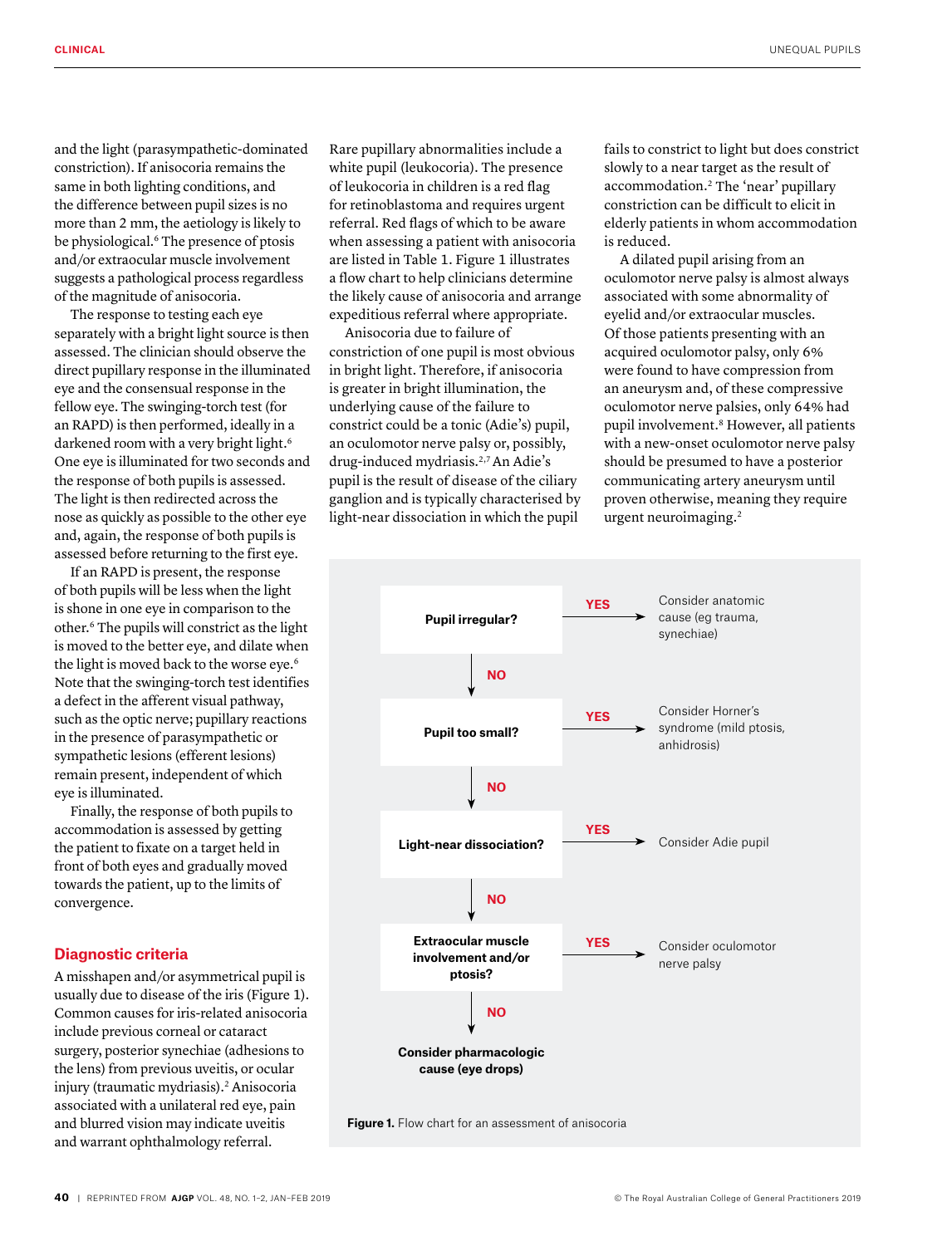and the light (parasympathetic-dominated constriction). If anisocoria remains the same in both lighting conditions, and the difference between pupil sizes is no more than 2 mm, the aetiology is likely to be physiological.[6] The presence of ptosis and/or extraocular muscle involvement suggests a pathological process regardless of the magnitude of anisocoria.

The response to testing each eye separately with a bright light source is then assessed. The clinician should observe the direct pupillary response in the illuminated eye and the consensual response in the fellow eye. The swinging-torch test (for an RAPD) is then performed, ideally in a darkened room with a very bright light.[6] One eye is illuminated for two seconds and the response of both pupils is assessed. The light is then redirected across the nose as quickly as possible to the other eye and, again, the response of both pupils is assessed before returning to the first eye.

If an RAPD is present, the response of both pupils will be less when the light is shone in one eye in comparison to the other.[6] The pupils will constrict as the light is moved to the better eye, and dilate when the light is moved back to the worse eye.[6] Note that the swinging-torch test identifies a defect in the afferent visual pathway, such as the optic nerve; pupillary reactions in the presence of parasympathetic or sympathetic lesions (efferent lesions) remain present, independent of which eye is illuminated.

Finally, the response of both pupils to accommodation is assessed by getting the patient to fixate on a target held in front of both eyes and gradually moved towards the patient, up to the limits of convergence.

## Diagnostic criteria

A misshapen and/or asymmetrical pupil is usually due to disease of the iris (Figure 1). Common causes for iris-related anisocoria include previous corneal or cataract surgery, posterior synechiae (adhesions to the lens) from previous uveitis, or ocular injury (traumatic mydriasis).[2] Anisocoria associated with a unilateral red eye, pain and blurred vision may indicate uveitis and warrant ophthalmology referral.

Rare pupillary abnormalities include a white pupil (leukocoria). The presence of leukocoria in children is a red flag for retinoblastoma and requires urgent referral. Red flags of which to be aware when assessing a patient with anisocoria are listed in Table 1. Figure 1 illustrates a flow chart to help clinicians determine the likely cause of anisocoria and arrange expeditious referral where appropriate.

Anisocoria due to failure of constriction of one pupil is most obvious in bright light. Therefore, if anisocoria is greater in bright illumination, the underlying cause of the failure to constrict could be a tonic (Adie's) pupil, an oculomotor nerve palsy or, possibly, drug-induced mydriasis.[2,7] An Adie's pupil is the result of disease of the ciliary ganglion and is typically characterised by light-near dissociation in which the pupil fails to constrict to light but does constrict slowly to a near target as the result of accommodation.[2] The 'near' pupillary constriction can be difficult to elicit in elderly patients in whom accommodation is reduced.

A dilated pupil arising from an oculomotor nerve palsy is almost always associated with some abnormality of eyelid and/or extraocular muscles. Of those patients presenting with an acquired oculomotor palsy, only 6% were found to have compression from an aneurysm and, of these compressive oculomotor nerve palsies, only 64% had pupil involvement.[8] However, all patients with a new-onset oculomotor nerve palsy should be presumed to have a posterior communicating artery aneurysm until proven otherwise, meaning they require urgent neuroimaging.[2]

**Pupil irregular?**
- YES → Consider anatomic cause (eg trauma, synechiae)
- NO ↓

**Pupil too small?**
- YES → Consider Horner's syndrome (mild ptosis, anhidrosis)
- NO ↓

**Light-near dissociation?**
- YES → Consider Adie pupil
- NO ↓

**Extraocular muscle involvement and/or ptosis?**
- YES → Consider oculomotor nerve palsy
- NO ↓

**Consider pharmacologic cause (eye drops)**

**Figure 1.** Flow chart for an assessment of anisocoria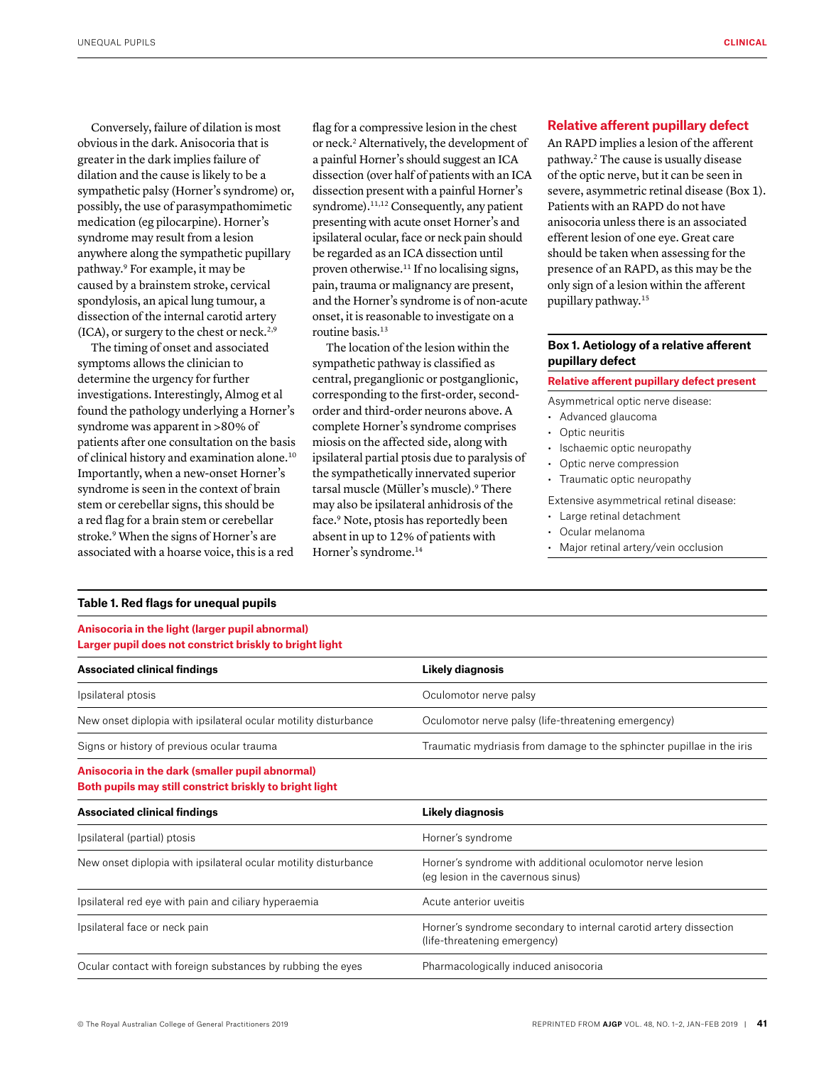Conversely, failure of dilation is most obvious in the dark. Anisocoria that is greater in the dark implies failure of dilation and the cause is likely to be a sympathetic palsy (Horner's syndrome) or, possibly, the use of parasympathomimetic medication (eg pilocarpine). Horner's syndrome may result from a lesion anywhere along the sympathetic pupillary pathway.[9] For example, it may be caused by a brainstem stroke, cervical spondylosis, an apical lung tumour, a dissection of the internal carotid artery (ICA), or surgery to the chest or neck.[2,9]

The timing of onset and associated symptoms allows the clinician to determine the urgency for further investigations. Interestingly, Almog et al found the pathology underlying a Horner's syndrome was apparent in >80% of patients after one consultation on the basis of clinical history and examination alone.[10] Importantly, when a new-onset Horner's syndrome is seen in the context of brain stem or cerebellar signs, this should be a red flag for a brain stem or cerebellar stroke.[9] When the signs of Horner's are associated with a hoarse voice, this is a red flag for a compressive lesion in the chest or neck.[2] Alternatively, the development of a painful Horner's should suggest an ICA dissection (over half of patients with an ICA dissection present with a painful Horner's syndrome).[11,12] Consequently, any patient presenting with acute onset Horner's and ipsilateral ocular, face or neck pain should be regarded as an ICA dissection until proven otherwise.[11] If no localising signs, pain, trauma or malignancy are present, and the Horner's syndrome is of non-acute onset, it is reasonable to investigate on a routine basis.[13]

The location of the lesion within the sympathetic pathway is classified as central, preganglionic or postganglionic, corresponding to the first-order, second-order and third-order neurons above. A complete Horner's syndrome comprises miosis on the affected side, along with ipsilateral partial ptosis due to paralysis of the sympathetically innervated superior tarsal muscle (Müller's muscle).[9] There may also be ipsilateral anhidrosis of the face.[9] Note, ptosis has reportedly been absent in up to 12% of patients with Horner's syndrome.[14]

## Relative afferent pupillary defect

An RAPD implies a lesion of the afferent pathway.[2] The cause is usually disease of the optic nerve, but it can be seen in severe, asymmetric retinal disease (Box 1). Patients with an RAPD do not have anisocoria unless there is an associated efferent lesion of one eye. Great care should be taken when assessing for the presence of an RAPD, as this may be the only sign of a lesion within the afferent pupillary pathway.[15]

**Box 1. Aetiology of a relative afferent pupillary defect**

**Relative afferent pupillary defect present**

Asymmetrical optic nerve disease:

- Advanced glaucoma
- Optic neuritis
- Ischaemic optic neuropathy
- Optic nerve compression
- Traumatic optic neuropathy

Extensive asymmetrical retinal disease:

- Large retinal detachment
- Ocular melanoma
- Major retinal artery/vein occlusion

**Table 1. Red flags for unequal pupils**

| **Anisocoria in the light (larger pupil abnormal)<br>Larger pupil does not constrict briskly to bright light** | |
|---|---|
| **Associated clinical findings** | **Likely diagnosis** |
| Ipsilateral ptosis | Oculomotor nerve palsy |
| New onset diplopia with ipsilateral ocular motility disturbance | Oculomotor nerve palsy (life-threatening emergency) |
| Signs or history of previous ocular trauma | Traumatic mydriasis from damage to the sphincter pupillae in the iris |
| **Anisocoria in the dark (smaller pupil abnormal)<br>Both pupils may still constrict briskly to bright light** | |
| **Associated clinical findings** | **Likely diagnosis** |
| Ipsilateral (partial) ptosis | Horner's syndrome |
| New onset diplopia with ipsilateral ocular motility disturbance | Horner's syndrome with additional oculomotor nerve lesion (eg lesion in the cavernous sinus) |
| Ipsilateral red eye with pain and ciliary hyperaemia | Acute anterior uveitis |
| Ipsilateral face or neck pain | Horner's syndrome secondary to internal carotid artery dissection (life-threatening emergency) |
| Ocular contact with foreign substances by rubbing the eyes | Pharmacologically induced anisocoria |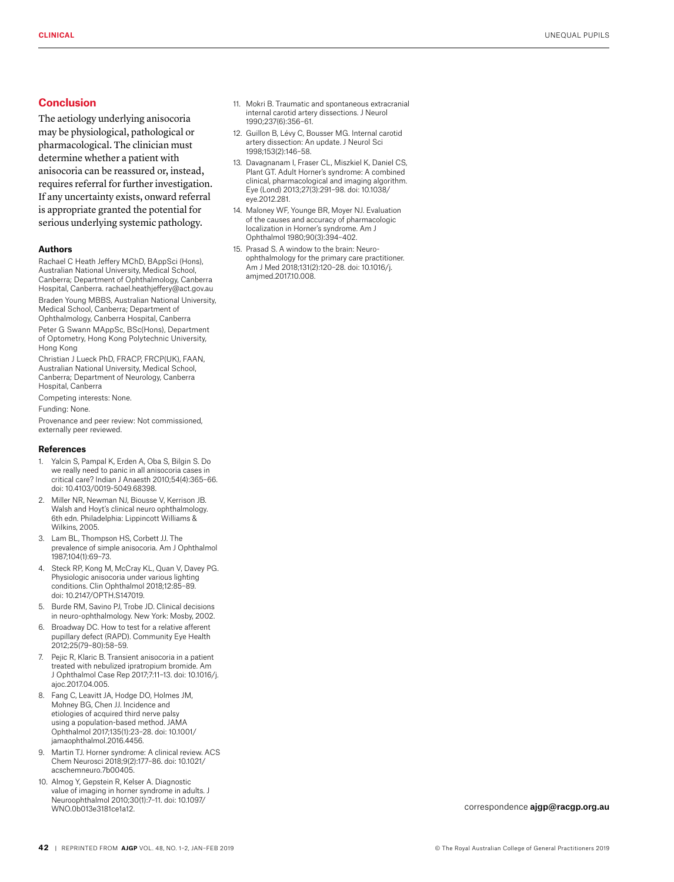## Conclusion

The aetiology underlying anisocoria may be physiological, pathological or pharmacological. The clinician must determine whether a patient with anisocoria can be reassured or, instead, requires referral for further investigation. If any uncertainty exists, onward referral is appropriate granted the potential for serious underlying systemic pathology.

### Authors

Rachael C Heath Jeffery MChD, BAppSci (Hons), Australian National University, Medical School, Canberra; Department of Ophthalmology, Canberra Hospital, Canberra. rachael.heathjeffery@act.gov.au

Braden Young MBBS, Australian National University, Medical School, Canberra; Department of Ophthalmology, Canberra Hospital, Canberra

Peter G Swann MAppSc, BSc(Hons), Department of Optometry, Hong Kong Polytechnic University, Hong Kong

Christian J Lueck PhD, FRACP, FRCP(UK), FAAN, Australian National University, Medical School, Canberra; Department of Neurology, Canberra Hospital, Canberra

Competing interests: None.

Funding: None.

Provenance and peer review: Not commissioned, externally peer reviewed.

### References

1. Yalcin S, Pampal K, Erden A, Oba S, Bilgin S. Do we really need to panic in all anisocoria cases in critical care? Indian J Anaesth 2010;54(4):365–66. doi: 10.4103/0019-5049.68398.
2. Miller NR, Newman NJ, Biousse V, Kerrison JB. Walsh and Hoyt's clinical neuro ophthalmology. 6th edn. Philadelphia: Lippincott Williams & Wilkins, 2005.
3. Lam BL, Thompson HS, Corbett JJ. The prevalence of simple anisocoria. Am J Ophthalmol 1987;104(1):69–73.
4. Steck RP, Kong M, McCray KL, Quan V, Davey PG. Physiologic anisocoria under various lighting conditions. Clin Ophthalmol 2018;12:85–89. doi: 10.2147/OPTH.S147019.
5. Burde RM, Savino PJ, Trobe JD. Clinical decisions in neuro-ophthalmology. New York: Mosby, 2002.
6. Broadway DC. How to test for a relative afferent pupillary defect (RAPD). Community Eye Health 2012;25(79–80):58–59.
7. Pejic R, Klaric B. Transient anisocoria in a patient treated with nebulized ipratropium bromide. Am J Ophthalmol Case Rep 2017;7:11–13. doi: 10.1016/j.ajoc.2017.04.005.
8. Fang C, Leavitt JA, Hodge DO, Holmes JM, Mohney BG, Chen JJ. Incidence and etiologies of acquired third nerve palsy using a population-based method. JAMA Ophthalmol 2017;135(1):23–28. doi: 10.1001/jamaophthalmol.2016.4456.
9. Martin TJ. Horner syndrome: A clinical review. ACS Chem Neurosci 2018;9(2):177–86. doi: 10.1021/acschemneuro.7b00405.
10. Almog Y, Gepstein R, Kelser A. Diagnostic value of imaging in horner syndrome in adults. J Neuroophthalmol 2010;30(1):7–11. doi: 10.1097/WNO.0b013e3181ce1a12.
11. Mokri B. Traumatic and spontaneous extracranial internal carotid artery dissections. J Neurol 1990;237(6):356–61.
12. Guillon B, Lévy C, Bousser MG. Internal carotid artery dissection: An update. J Neurol Sci 1998;153(2):146–58.
13. Davagnanam I, Fraser CL, Miszkiel K, Daniel CS, Plant GT. Adult Horner's syndrome: A combined clinical, pharmacological and imaging algorithm. Eye (Lond) 2013;27(3):291–98. doi: 10.1038/eye.2012.281.
14. Maloney WF, Younge BR, Moyer NJ. Evaluation of the causes and accuracy of pharmacologic localization in Horner's syndrome. Am J Ophthalmol 1980;90(3):394–402.
15. Prasad S. A window to the brain: Neuro-ophthalmology for the primary care practitioner. Am J Med 2018;131(2):120–28. doi: 10.1016/j.amjmed.2017.10.008.

correspondence **ajgp@racgp.org.au**